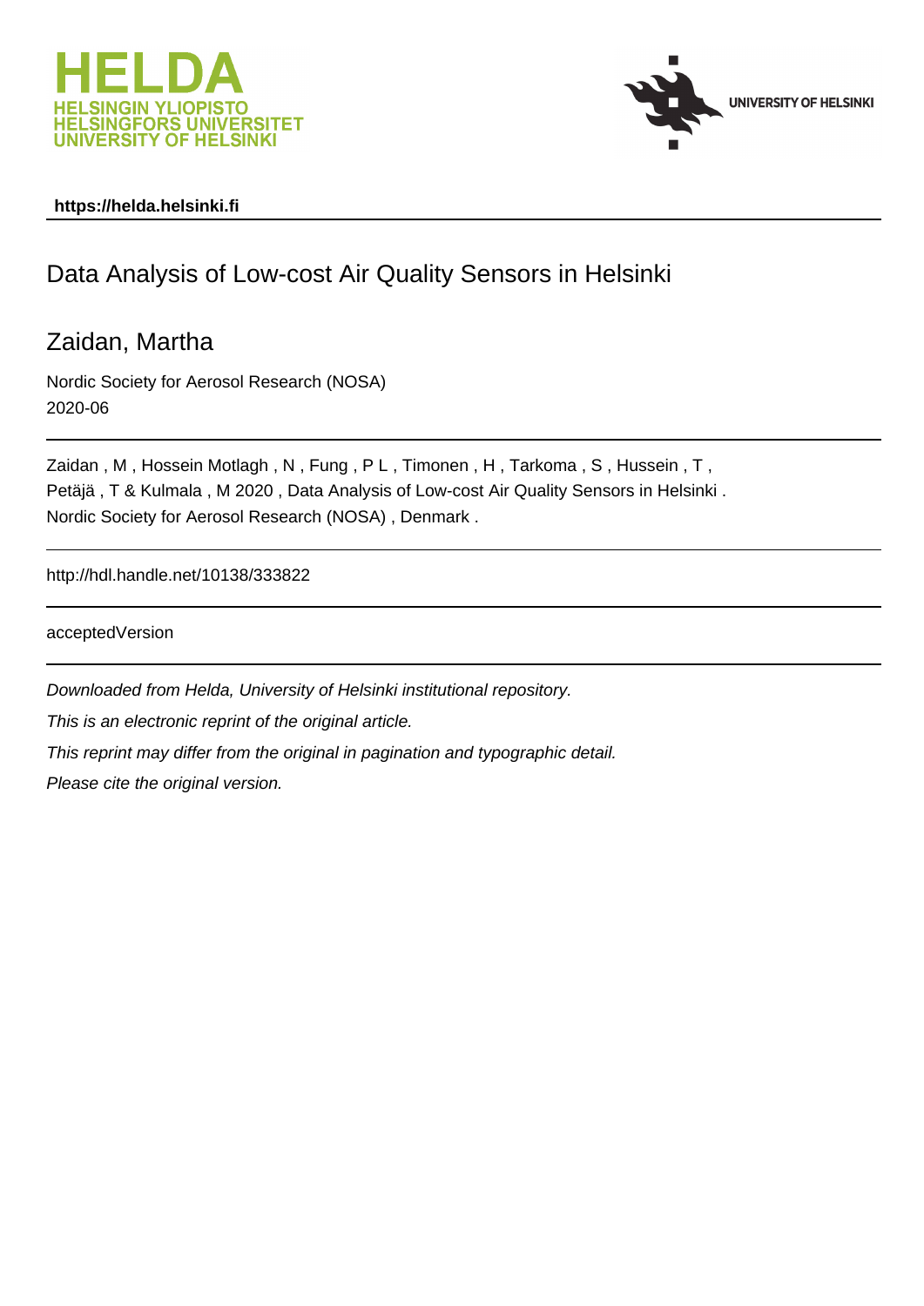https://helda.helsinki.fi

# Data Analysis of Low-cost Air Quality Sensors in Helsinki

## Zaidan, Martha

Nordic Society for Aerosol Research (NOSA)
2020-06

Zaidan , M , Hossein Motlagh , N , Fung , P L , Timonen , H , Tarkoma , S , Hussein , T , Petäjä , T & Kulmala , M 2020 , Data Analysis of Low-cost Air Quality Sensors in Helsinki . Nordic Society for Aerosol Research (NOSA) , Denmark .

http://hdl.handle.net/10138/333822

acceptedVersion

*Downloaded from Helda, University of Helsinki institutional repository.*

*This is an electronic reprint of the original article.*

*This reprint may differ from the original in pagination and typographic detail.*

*Please cite the original version.*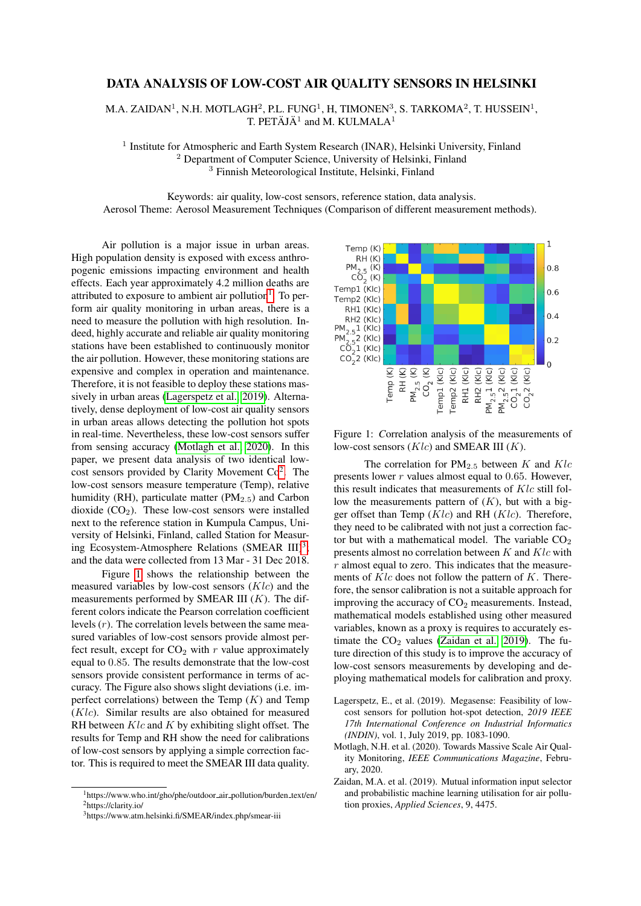# DATA ANALYSIS OF LOW-COST AIR QUALITY SENSORS IN HELSINKI

M.A. ZAIDAN[1], N.H. MOTLAGH[2], P.L. FUNG[1], H, TIMONEN[3], S. TARKOMA[2], T. HUSSEIN[1], T. PETÄJÄ[1] and M. KULMALA[1]

[1] Institute for Atmospheric and Earth System Research (INAR), Helsinki University, Finland
[2] Department of Computer Science, University of Helsinki, Finland
[3] Finnish Meteorological Institute, Helsinki, Finland

Keywords: air quality, low-cost sensors, reference station, data analysis.
Aerosol Theme: Aerosol Measurement Techniques (Comparison of different measurement methods).

Air pollution is a major issue in urban areas. High population density is exposed with excess anthropogenic emissions impacting environment and health effects. Each year approximately 4.2 million deaths are attributed to exposure to ambient air pollution[1]. To perform air quality monitoring in urban areas, there is a need to measure the pollution with high resolution. Indeed, highly accurate and reliable air quality monitoring stations have been established to continuously monitor the air pollution. However, these monitoring stations are expensive and complex in operation and maintenance. Therefore, it is not feasible to deploy these stations massively in urban areas (Lagerspetz et al., 2019). Alternatively, dense deployment of low-cost air quality sensors in urban areas allows detecting the pollution hot spots in real-time. Nevertheless, these low-cost sensors suffer from sensing accuracy (Motlagh et al., 2020). In this paper, we present data analysis of two identical low-cost sensors provided by Clarity Movement Co[2]. The low-cost sensors measure temperature (Temp), relative humidity (RH), particulate matter ($PM_{2.5}$) and Carbon dioxide ($CO_2$). These low-cost sensors were installed next to the reference station in Kumpula Campus, University of Helsinki, Finland, called Station for Measuring Ecosystem-Atmosphere Relations (SMEAR III)[3], and the data were collected from 13 Mar - 31 Dec 2018.

Figure 1 shows the relationship between the measured variables by low-cost sensors ($Klc$) and the measurements performed by SMEAR III ($K$). The different colors indicate the Pearson correlation coefficient levels ($r$). The correlation levels between the same measured variables of low-cost sensors provide almost perfect result, except for $CO_2$ with $r$ value approximately equal to $0.85$. The results demonstrate that the low-cost sensors provide consistent performance in terms of accuracy. The Figure also shows slight deviations (i.e. imperfect correlations) between the Temp ($K$) and Temp ($Klc$). Similar results are also obtained for measured RH between $Klc$ and $K$ by exhibiting slight offset. The results for Temp and RH show the need for calibrations of low-cost sensors by applying a simple correction factor. This is required to meet the SMEAR III data quality.

Temp (K)
RH (K)
$PM_{2.5}$ (K)
$CO_2$ (K)
Temp1 (Klc)
Temp2 (Klc)
RH1 (Klc)
RH2 (Klc)
$PM_{2.5}$1 (Klc)
$PM_{2.5}$2 (Klc)
$CO_2$1 (Klc)
$CO_2$2 (Klc)
1
0.8
0.6
0.4
0.2
0

Figure 1: Correlation analysis of the measurements of low-cost sensors ($Klc$) and SMEAR III ($K$).

The correlation for $PM_{2.5}$ between $K$ and $Klc$ presents lower $r$ values almost equal to $0.65$. However, this result indicates that measurements of $Klc$ still follow the measurements pattern of ($K$), but with a bigger offset than Temp ($Klc$) and RH ($Klc$). Therefore, they need to be calibrated with not just a correction factor but with a mathematical model. The variable $CO_2$ presents almost no correlation between $K$ and $Klc$ with $r$ almost equal to zero. This indicates that the measurements of $Klc$ does not follow the pattern of $K$. Therefore, the sensor calibration is not a suitable approach for improving the accuracy of $CO_2$ measurements. Instead, mathematical models established using other measured variables, known as a proxy is requires to accurately estimate the $CO_2$ values (Zaidan et al., 2019). The future direction of this study is to improve the accuracy of low-cost sensors measurements by developing and deploying mathematical models for calibration and proxy.

Lagerspetz, E., et al. (2019). Megasense: Feasibility of low-cost sensors for pollution hot-spot detection, *2019 IEEE 17th International Conference on Industrial Informatics (INDIN)*, vol. 1, July 2019, pp. 1083-1090.

Motlagh, N.H. et al. (2020). Towards Massive Scale Air Quality Monitoring, *IEEE Communications Magazine*, February, 2020.

Zaidan, M.A. et al. (2019). Mutual information input selector and probabilistic machine learning utilisation for air pollution proxies, *Applied Sciences*, 9, 4475.

[1] https://www.who.int/gho/phe/outdoor_air_pollution/burden_text/en/
[2] https://clarity.io/
[3] https://www.atm.helsinki.fi/SMEAR/index.php/smear-iii